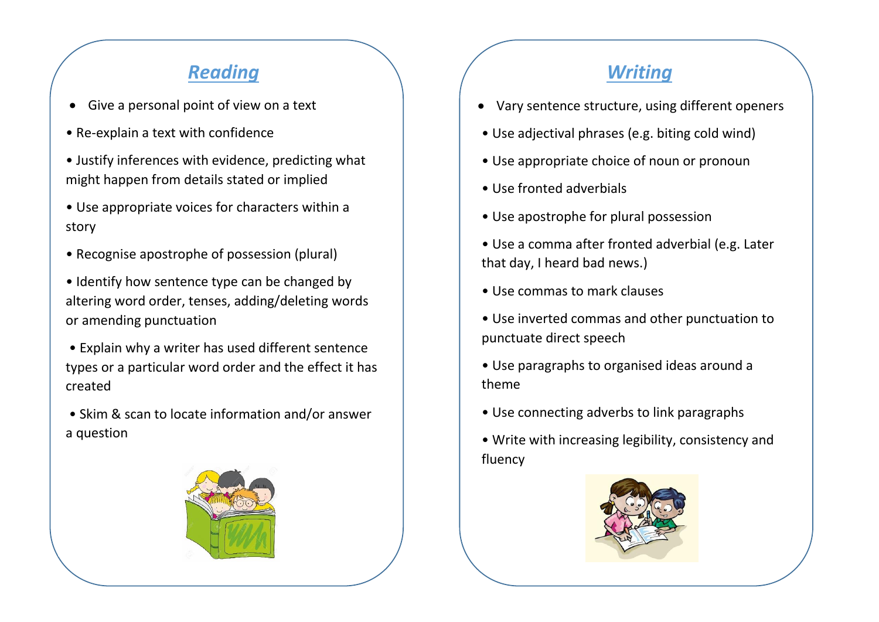## *Reading*

- Give a personal point of view on a text
- Re-explain a text with confidence
- Justify inferences with evidence, predicting what might happen from details stated or implied
- Use appropriate voices for characters within a story
- Recognise apostrophe of possession (plural)
- Identify how sentence type can be changed by altering word order, tenses, adding/deleting words or amending punctuation
- Explain why a writer has used different sentence types or a particular word order and the effect it has created
- Skim & scan to locate information and/or answer a question

## *Writing*

- Vary sentence structure, using different openers
- Use adjectival phrases (e.g. biting cold wind)
- Use appropriate choice of noun or pronoun
- Use fronted adverbials
- Use apostrophe for plural possession
- Use a comma after fronted adverbial (e.g. Later that day, I heard bad news.)
- Use commas to mark clauses
- Use inverted commas and other punctuation to punctuate direct speech
- Use paragraphs to organised ideas around a theme
- Use connecting adverbs to link paragraphs
- Write with increasing legibility, consistency and fluency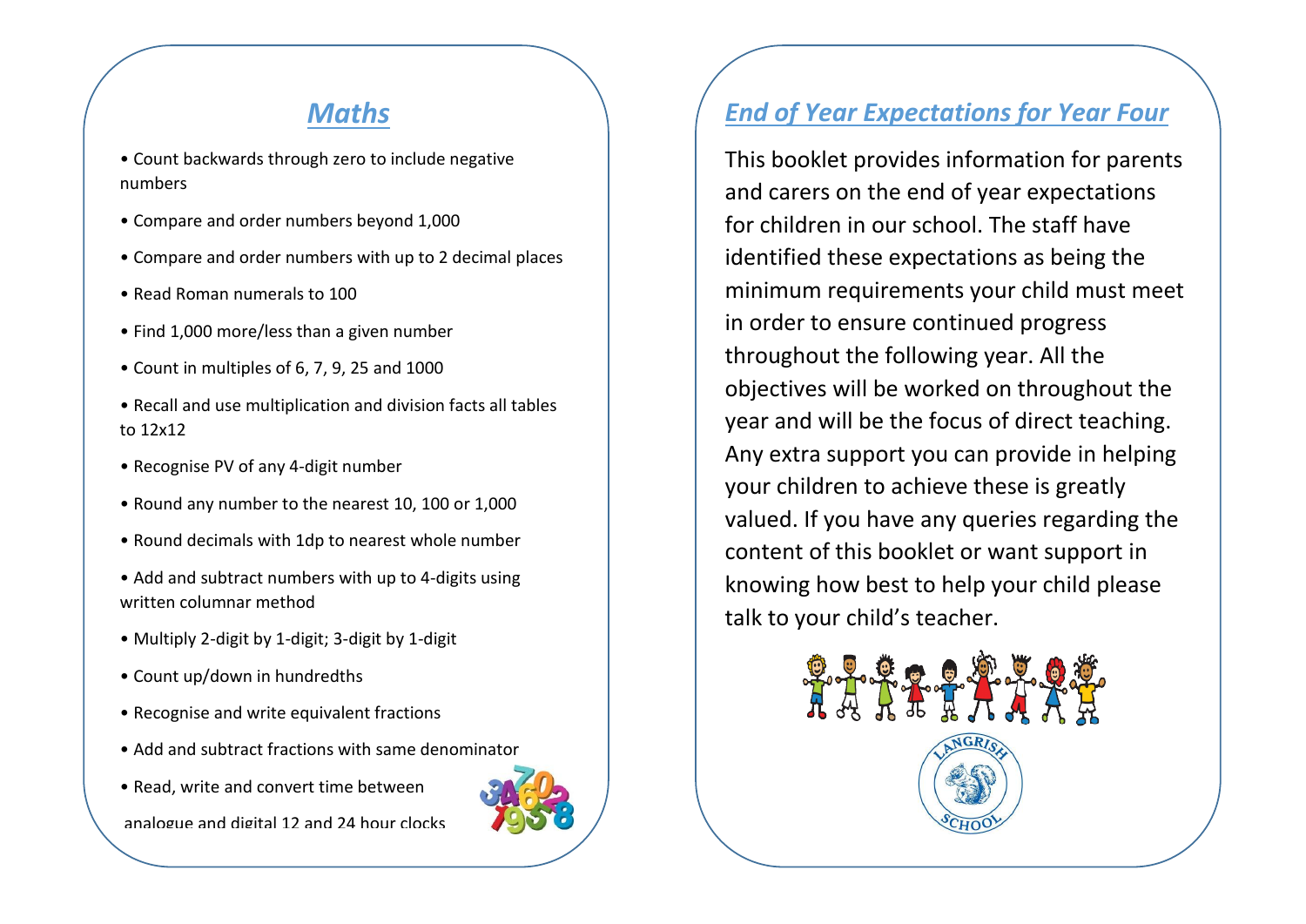## Maths

- Count backwards through zero to include negative numbers
- Compare and order numbers beyond 1,000
- Compare and order numbers with up to 2 decimal places
- Read Roman numerals to 100
- Find 1,000 more/less than a given number
- Count in multiples of 6, 7, 9, 25 and 1000
- Recall and use multiplication and division facts all tables to 12x12
- Recognise PV of any 4-digit number
- Round any number to the nearest 10, 100 or 1,000
- Round decimals with 1dp to nearest whole number
- Add and subtract numbers with up to 4-digits using written columnar method
- Multiply 2-digit by 1-digit; 3-digit by 1-digit
- Count up/down in hundredths
- Recognise and write equivalent fractions
- Add and subtract fractions with same denominator
- Read, write and convert time between analogue and digital 12 and 24 hour clocks

## End of Year Expectations for Year Four

This booklet provides information for parents and carers on the end of year expectations for children in our school. The staff have identified these expectations as being the minimum requirements your child must meet in order to ensure continued progress throughout the following year. All the objectives will be worked on throughout the year and will be the focus of direct teaching. Any extra support you can provide in helping your children to achieve these is greatly valued. If you have any queries regarding the content of this booklet or want support in knowing how best to help your child please talk to your child's teacher.

LANGRISH SCHOOL